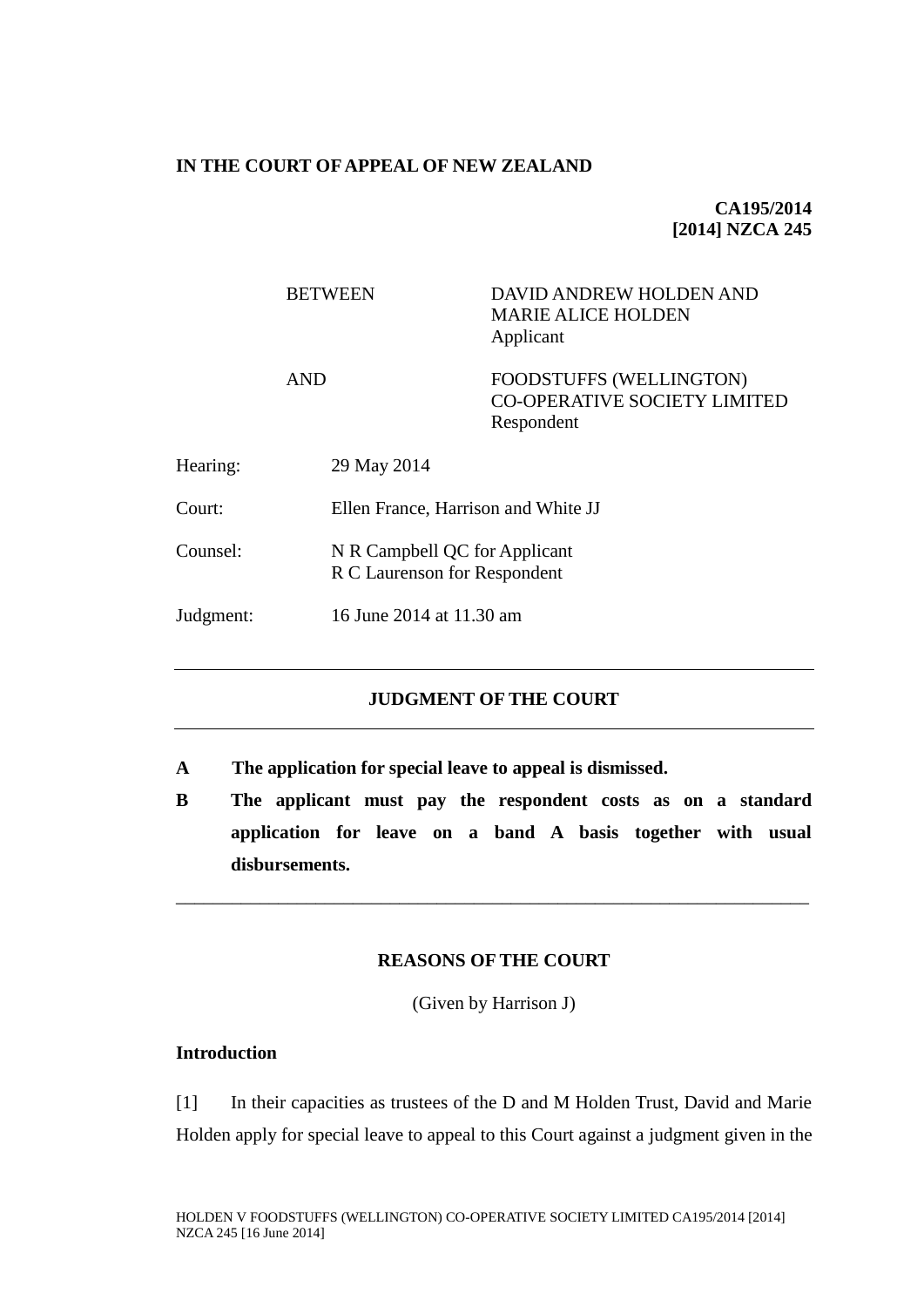**IN THE COURT OF APPEAL OF NEW ZEALAND**

**CA195/2014**
**[2014] NZCA 245**

| | |
|---|---|
| BETWEEN | DAVID ANDREW HOLDEN AND MARIE ALICE HOLDEN<br>Applicant |
| AND | FOODSTUFFS (WELLINGTON) CO-OPERATIVE SOCIETY LIMITED<br>Respondent |

| | |
|---|---|
| Hearing: | 29 May 2014 |
| Court: | Ellen France, Harrison and White JJ |
| Counsel: | N R Campbell QC for Applicant<br>R C Laurenson for Respondent |
| Judgment: | 16 June 2014 at 11.30 am |

---

## JUDGMENT OF THE COURT

---

**A The application for special leave to appeal is dismissed.**

**B The applicant must pay the respondent costs as on a standard application for leave on a band A basis together with usual disbursements.**

---

## REASONS OF THE COURT

(Given by Harrison J)

### Introduction

[1] In their capacities as trustees of the D and M Holden Trust, David and Marie Holden apply for special leave to appeal to this Court against a judgment given in the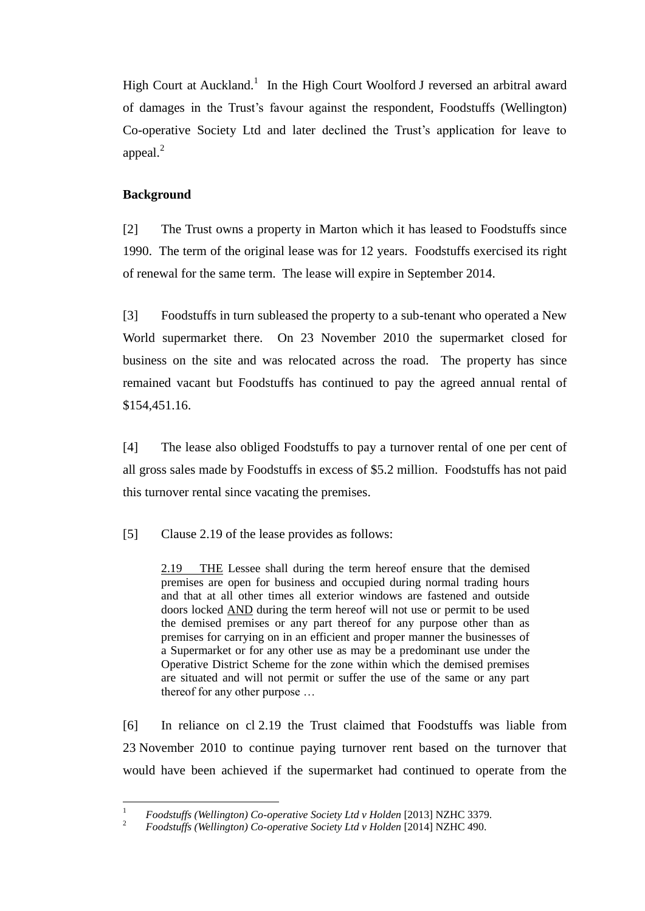High Court at Auckland.[1] In the High Court Woolford J reversed an arbitral award of damages in the Trust's favour against the respondent, Foodstuffs (Wellington) Co-operative Society Ltd and later declined the Trust's application for leave to appeal.[2]

**Background**

[2] The Trust owns a property in Marton which it has leased to Foodstuffs since 1990. The term of the original lease was for 12 years. Foodstuffs exercised its right of renewal for the same term. The lease will expire in September 2014.

[3] Foodstuffs in turn subleased the property to a sub-tenant who operated a New World supermarket there. On 23 November 2010 the supermarket closed for business on the site and was relocated across the road. The property has since remained vacant but Foodstuffs has continued to pay the agreed annual rental of $154,451.16.

[4] The lease also obliged Foodstuffs to pay a turnover rental of one per cent of all gross sales made by Foodstuffs in excess of $5.2 million. Foodstuffs has not paid this turnover rental since vacating the premises.

[5] Clause 2.19 of the lease provides as follows:

> 2.19 THE Lessee shall during the term hereof ensure that the demised premises are open for business and occupied during normal trading hours and that at all other times all exterior windows are fastened and outside doors locked AND during the term hereof will not use or permit to be used the demised premises or any part thereof for any purpose other than as premises for carrying on in an efficient and proper manner the businesses of a Supermarket or for any other use as may be a predominant use under the Operative District Scheme for the zone within which the demised premises are situated and will not permit or suffer the use of the same or any part thereof for any other purpose …

[6] In reliance on cl 2.19 the Trust claimed that Foodstuffs was liable from 23 November 2010 to continue paying turnover rent based on the turnover that would have been achieved if the supermarket had continued to operate from the

---

[1] *Foodstuffs (Wellington) Co-operative Society Ltd v Holden* [2013] NZHC 3379.

[2] *Foodstuffs (Wellington) Co-operative Society Ltd v Holden* [2014] NZHC 490.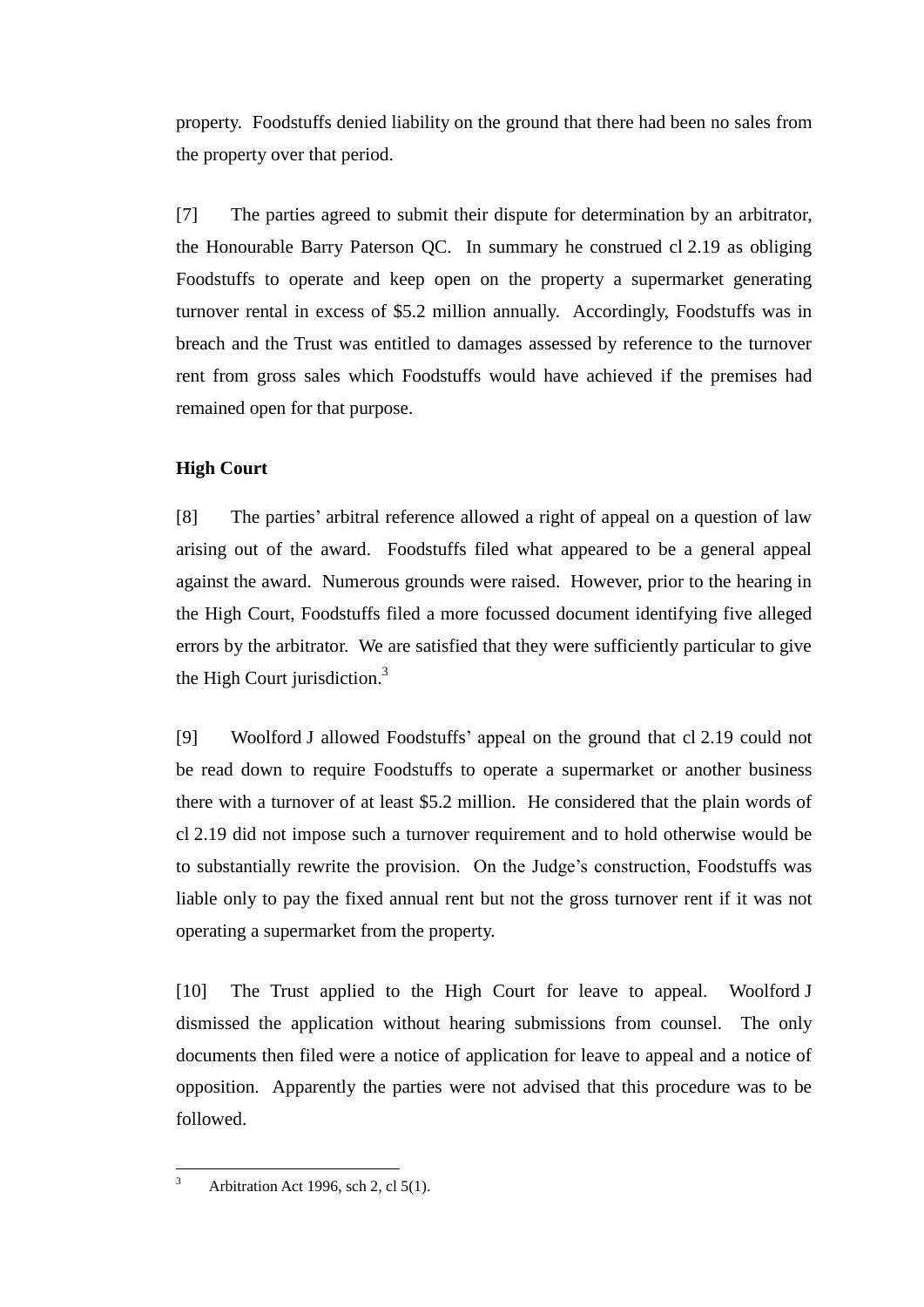property. Foodstuffs denied liability on the ground that there had been no sales from the property over that period.

[7] The parties agreed to submit their dispute for determination by an arbitrator, the Honourable Barry Paterson QC. In summary he construed cl 2.19 as obliging Foodstuffs to operate and keep open on the property a supermarket generating turnover rental in excess of $5.2 million annually. Accordingly, Foodstuffs was in breach and the Trust was entitled to damages assessed by reference to the turnover rent from gross sales which Foodstuffs would have achieved if the premises had remained open for that purpose.

**High Court**

[8] The parties' arbitral reference allowed a right of appeal on a question of law arising out of the award. Foodstuffs filed what appeared to be a general appeal against the award. Numerous grounds were raised. However, prior to the hearing in the High Court, Foodstuffs filed a more focussed document identifying five alleged errors by the arbitrator. We are satisfied that they were sufficiently particular to give the High Court jurisdiction.[3]

[9] Woolford J allowed Foodstuffs' appeal on the ground that cl 2.19 could not be read down to require Foodstuffs to operate a supermarket or another business there with a turnover of at least $5.2 million. He considered that the plain words of cl 2.19 did not impose such a turnover requirement and to hold otherwise would be to substantially rewrite the provision. On the Judge's construction, Foodstuffs was liable only to pay the fixed annual rent but not the gross turnover rent if it was not operating a supermarket from the property.

[10] The Trust applied to the High Court for leave to appeal. Woolford J dismissed the application without hearing submissions from counsel. The only documents then filed were a notice of application for leave to appeal and a notice of opposition. Apparently the parties were not advised that this procedure was to be followed.

[3] Arbitration Act 1996, sch 2, cl 5(1).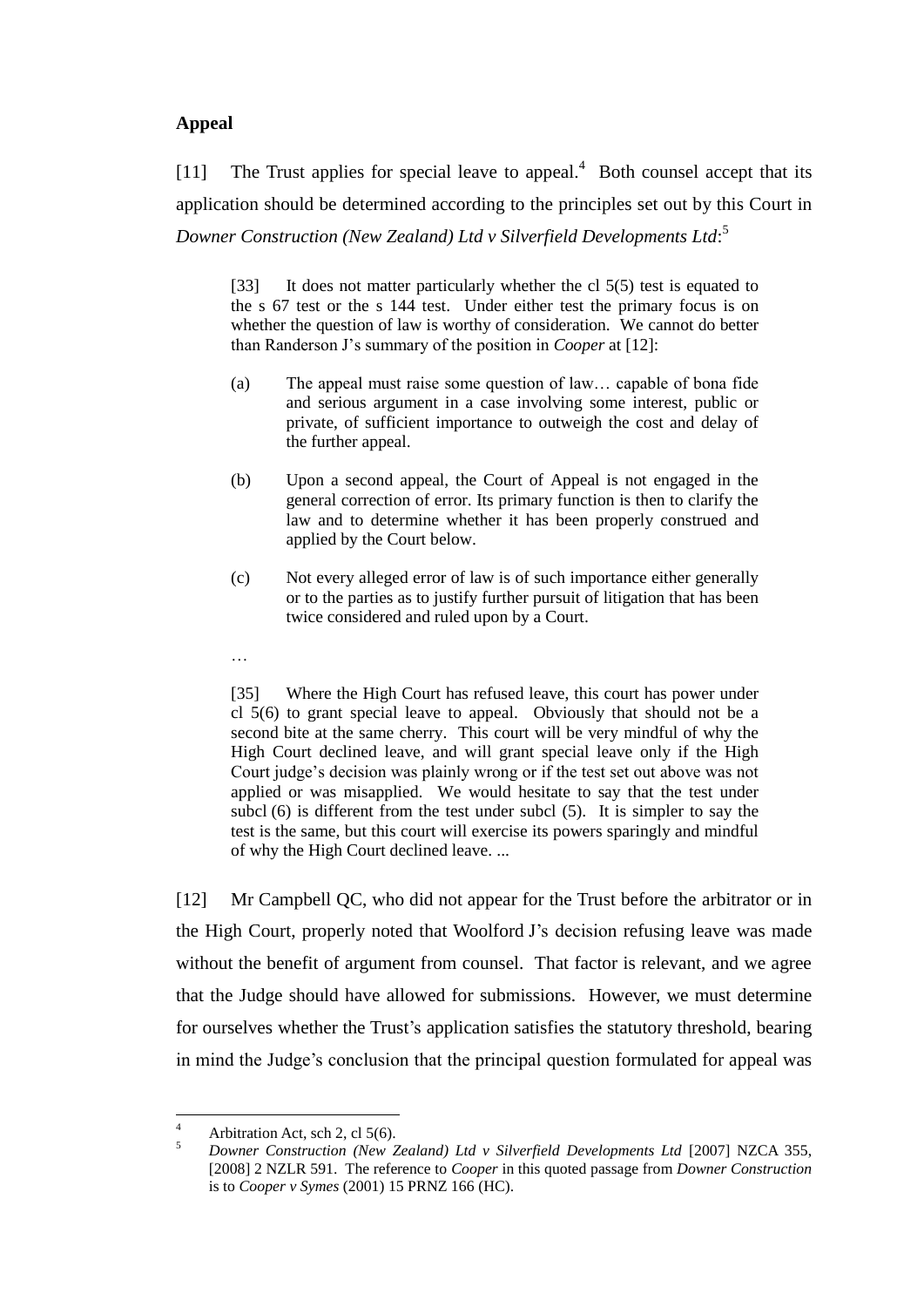**Appeal**

[11] The Trust applies for special leave to appeal.[4] Both counsel accept that its application should be determined according to the principles set out by this Court in *Downer Construction (New Zealand) Ltd v Silverfield Developments Ltd*:[5]

> [33] It does not matter particularly whether the cl 5(5) test is equated to the s 67 test or the s 144 test. Under either test the primary focus is on whether the question of law is worthy of consideration. We cannot do better than Randerson J's summary of the position in *Cooper* at [12]:
>
> (a) The appeal must raise some question of law… capable of bona fide and serious argument in a case involving some interest, public or private, of sufficient importance to outweigh the cost and delay of the further appeal.
>
> (b) Upon a second appeal, the Court of Appeal is not engaged in the general correction of error. Its primary function is then to clarify the law and to determine whether it has been properly construed and applied by the Court below.
>
> (c) Not every alleged error of law is of such importance either generally or to the parties as to justify further pursuit of litigation that has been twice considered and ruled upon by a Court.
>
> …
>
> [35] Where the High Court has refused leave, this court has power under cl 5(6) to grant special leave to appeal. Obviously that should not be a second bite at the same cherry. This court will be very mindful of why the High Court declined leave, and will grant special leave only if the High Court judge's decision was plainly wrong or if the test set out above was not applied or was misapplied. We would hesitate to say that the test under subcl (6) is different from the test under subcl (5). It is simpler to say the test is the same, but this court will exercise its powers sparingly and mindful of why the High Court declined leave. ...

[12] Mr Campbell QC, who did not appear for the Trust before the arbitrator or in the High Court, properly noted that Woolford J's decision refusing leave was made without the benefit of argument from counsel. That factor is relevant, and we agree that the Judge should have allowed for submissions. However, we must determine for ourselves whether the Trust's application satisfies the statutory threshold, bearing in mind the Judge's conclusion that the principal question formulated for appeal was

---

[4] Arbitration Act, sch 2, cl 5(6).

[5] *Downer Construction (New Zealand) Ltd v Silverfield Developments Ltd* [2007] NZCA 355, [2008] 2 NZLR 591. The reference to *Cooper* in this quoted passage from *Downer Construction* is to *Cooper v Symes* (2001) 15 PRNZ 166 (HC).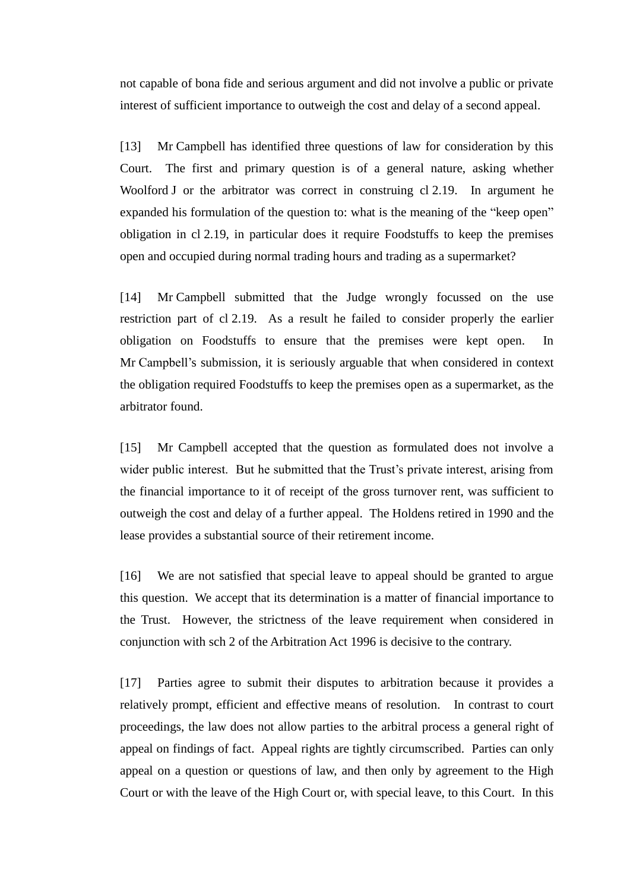not capable of bona fide and serious argument and did not involve a public or private interest of sufficient importance to outweigh the cost and delay of a second appeal.

[13] Mr Campbell has identified three questions of law for consideration by this Court. The first and primary question is of a general nature, asking whether Woolford J or the arbitrator was correct in construing cl 2.19. In argument he expanded his formulation of the question to: what is the meaning of the "keep open" obligation in cl 2.19, in particular does it require Foodstuffs to keep the premises open and occupied during normal trading hours and trading as a supermarket?

[14] Mr Campbell submitted that the Judge wrongly focussed on the use restriction part of cl 2.19. As a result he failed to consider properly the earlier obligation on Foodstuffs to ensure that the premises were kept open. In Mr Campbell's submission, it is seriously arguable that when considered in context the obligation required Foodstuffs to keep the premises open as a supermarket, as the arbitrator found.

[15] Mr Campbell accepted that the question as formulated does not involve a wider public interest. But he submitted that the Trust's private interest, arising from the financial importance to it of receipt of the gross turnover rent, was sufficient to outweigh the cost and delay of a further appeal. The Holdens retired in 1990 and the lease provides a substantial source of their retirement income.

[16] We are not satisfied that special leave to appeal should be granted to argue this question. We accept that its determination is a matter of financial importance to the Trust. However, the strictness of the leave requirement when considered in conjunction with sch 2 of the Arbitration Act 1996 is decisive to the contrary.

[17] Parties agree to submit their disputes to arbitration because it provides a relatively prompt, efficient and effective means of resolution. In contrast to court proceedings, the law does not allow parties to the arbitral process a general right of appeal on findings of fact. Appeal rights are tightly circumscribed. Parties can only appeal on a question or questions of law, and then only by agreement to the High Court or with the leave of the High Court or, with special leave, to this Court. In this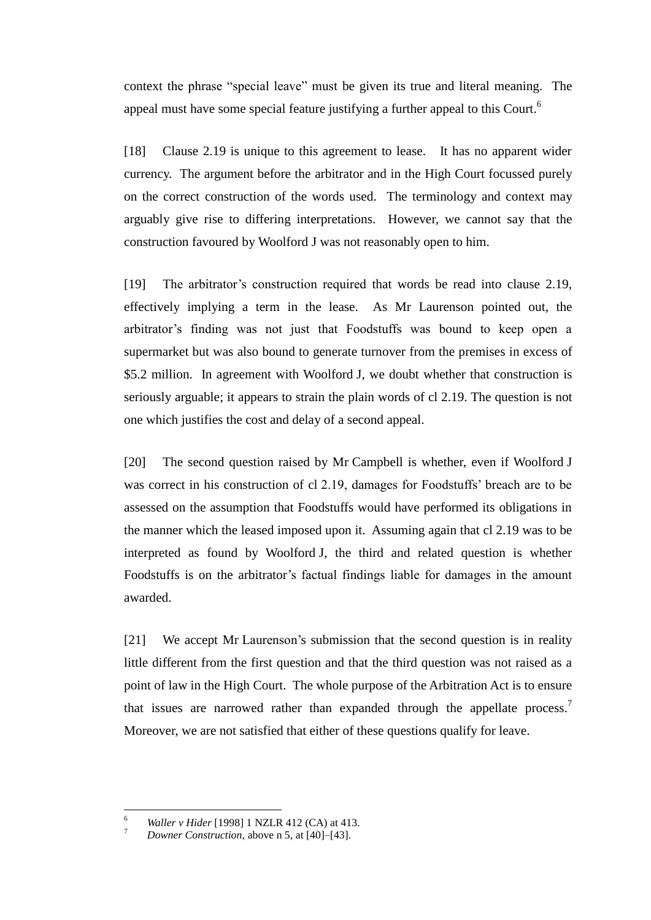context the phrase "special leave" must be given its true and literal meaning. The appeal must have some special feature justifying a further appeal to this Court.[6]

[18] Clause 2.19 is unique to this agreement to lease. It has no apparent wider currency. The argument before the arbitrator and in the High Court focussed purely on the correct construction of the words used. The terminology and context may arguably give rise to differing interpretations. However, we cannot say that the construction favoured by Woolford J was not reasonably open to him.

[19] The arbitrator's construction required that words be read into clause 2.19, effectively implying a term in the lease. As Mr Laurenson pointed out, the arbitrator's finding was not just that Foodstuffs was bound to keep open a supermarket but was also bound to generate turnover from the premises in excess of $5.2 million. In agreement with Woolford J, we doubt whether that construction is seriously arguable; it appears to strain the plain words of cl 2.19. The question is not one which justifies the cost and delay of a second appeal.

[20] The second question raised by Mr Campbell is whether, even if Woolford J was correct in his construction of cl 2.19, damages for Foodstuffs' breach are to be assessed on the assumption that Foodstuffs would have performed its obligations in the manner which the leased imposed upon it. Assuming again that cl 2.19 was to be interpreted as found by Woolford J, the third and related question is whether Foodstuffs is on the arbitrator's factual findings liable for damages in the amount awarded.

[21] We accept Mr Laurenson's submission that the second question is in reality little different from the first question and that the third question was not raised as a point of law in the High Court. The whole purpose of the Arbitration Act is to ensure that issues are narrowed rather than expanded through the appellate process.[7] Moreover, we are not satisfied that either of these questions qualify for leave.

---

[6] *Waller v Hider* [1998] 1 NZLR 412 (CA) at 413.

[7] *Downer Construction*, above n 5, at [40]–[43].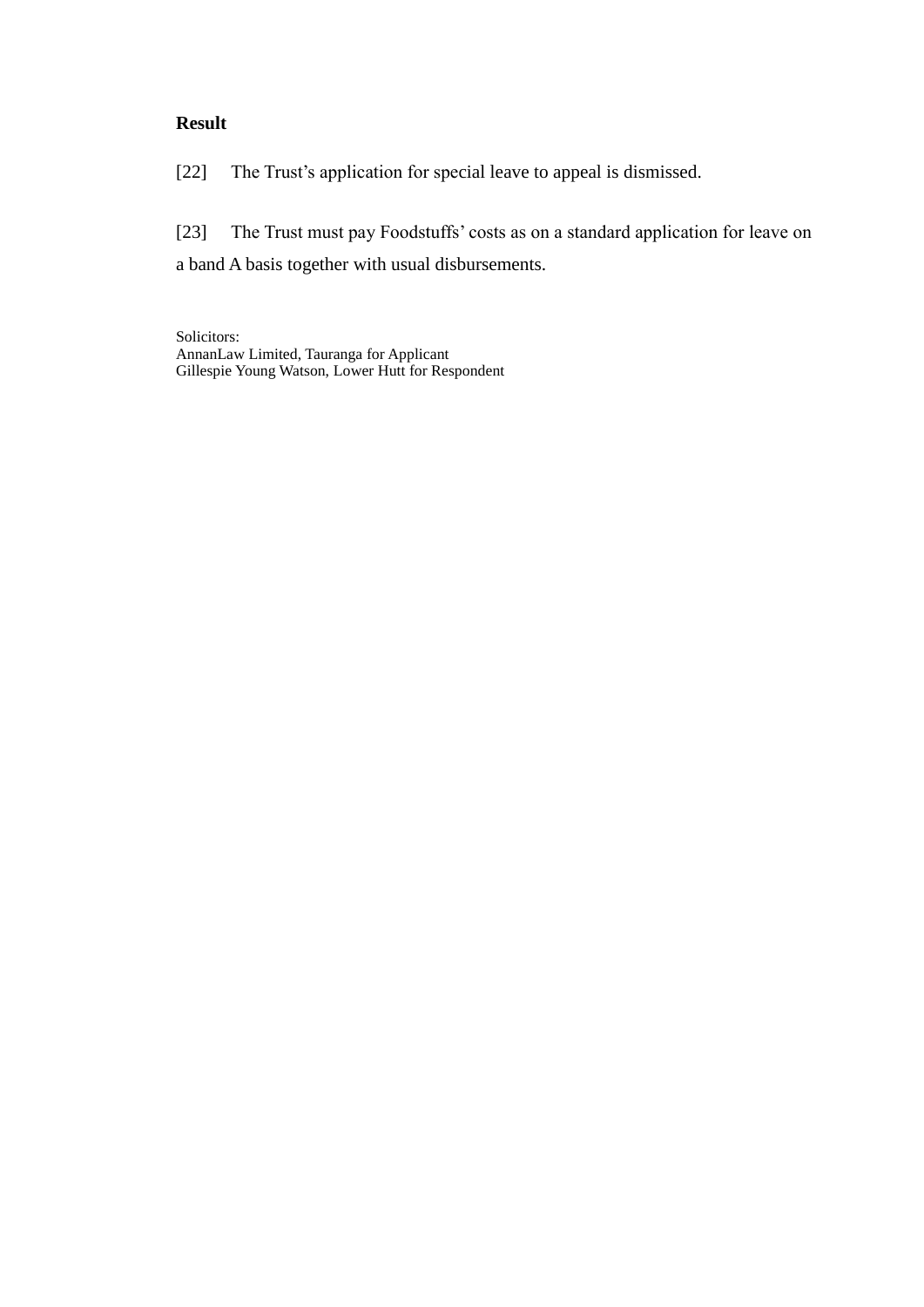**Result**

[22] The Trust's application for special leave to appeal is dismissed.

[23] The Trust must pay Foodstuffs' costs as on a standard application for leave on a band A basis together with usual disbursements.

Solicitors:
AnnanLaw Limited, Tauranga for Applicant
Gillespie Young Watson, Lower Hutt for Respondent